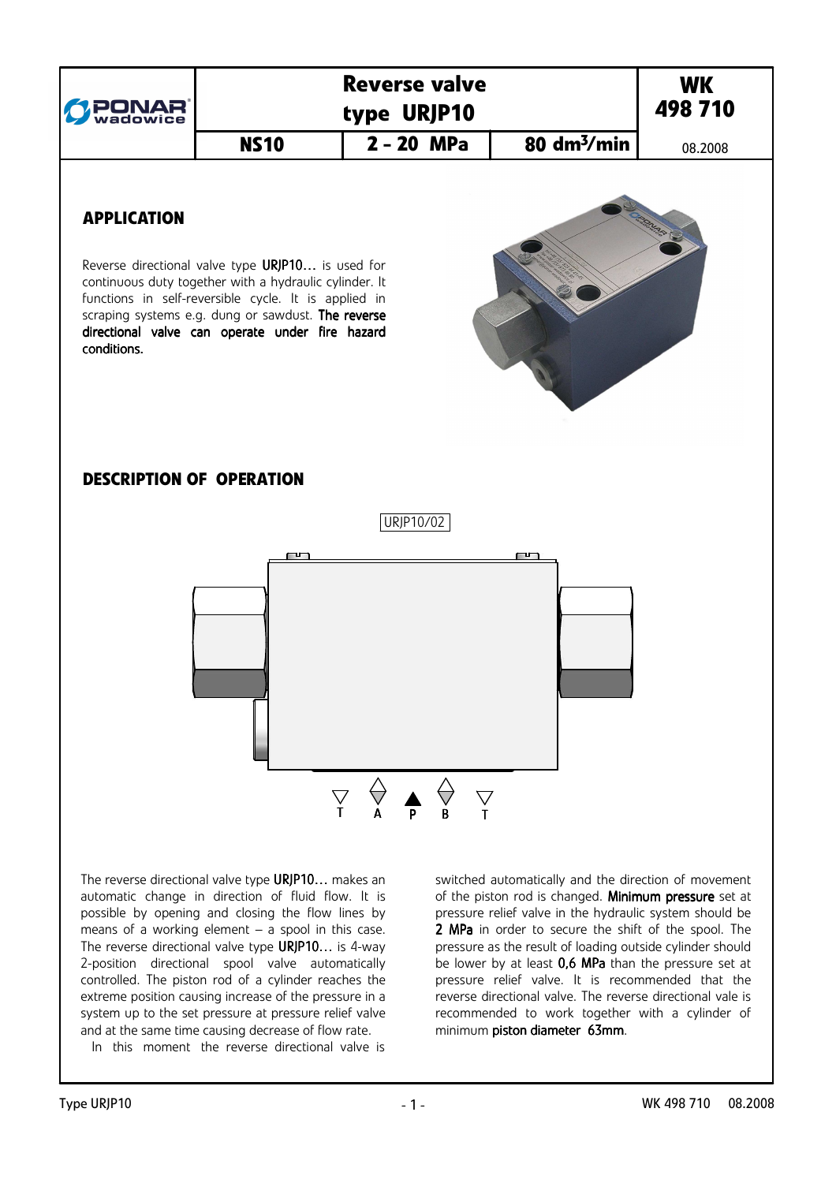| PONAR wadowice | Reverse valve type URJP10 | | | WK 498 710 |
|---|---|---|---|---|
| | NS10 | 2 - 20 MPa | 80 $dm^3/min$ | 08.2008 |

## APPLICATION

Reverse directional valve type **URJP10…** is used for continuous duty together with a hydraulic cylinder. It functions in self-reversible cycle. It is applied in scraping systems e.g. dung or sawdust. **The reverse directional valve can operate under fire hazard conditions.**

## DESCRIPTION OF OPERATION

URJP10/02

T A P B T

The reverse directional valve type **URJP10…** makes an automatic change in direction of fluid flow. It is possible by opening and closing the flow lines by means of a working element – a spool in this case. The reverse directional valve type **URJP10…** is 4-way 2-position directional spool valve automatically controlled. The piston rod of a cylinder reaches the extreme position causing increase of the pressure in a system up to the set pressure at pressure relief valve and at the same time causing decrease of flow rate.

In this moment the reverse directional valve is switched automatically and the direction of movement of the piston rod is changed. **Minimum pressure** set at pressure relief valve in the hydraulic system should be **2 MPa** in order to secure the shift of the spool. The pressure as the result of loading outside cylinder should be lower by at least **0,6 MPa** than the pressure set at pressure relief valve. It is recommended that the reverse directional valve. The reverse directional vale is recommended to work together with a cylinder of minimum **piston diameter 63mm**.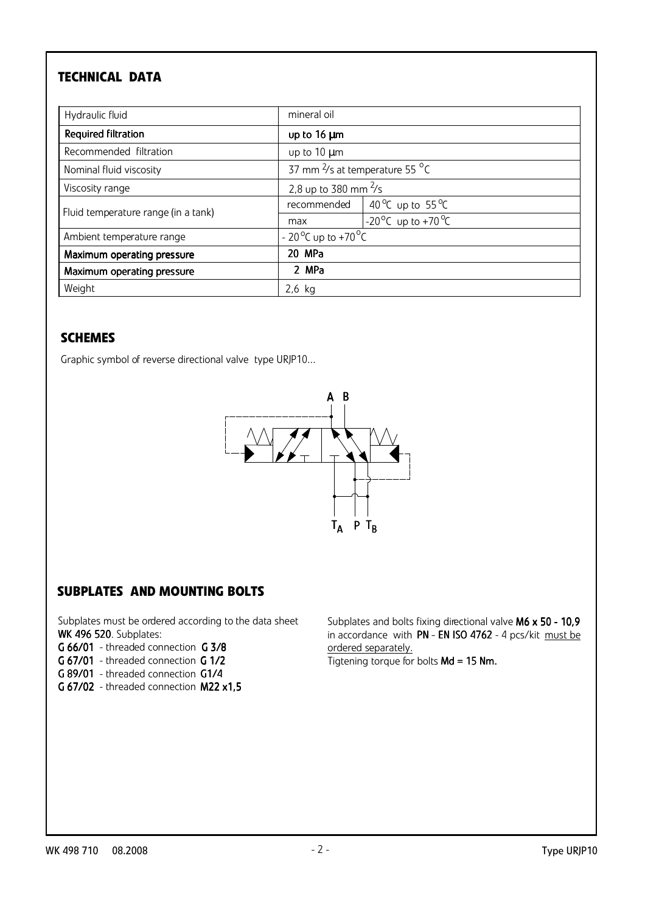## TECHNICAL DATA

| Hydraulic fluid | mineral oil | |
|---|---|---|
| **Required filtration** | **up to 16 µm** | |
| Recommended filtration | up to 10 µm | |
| Nominal fluid viscosity | 37 mm $^2$/s at temperature 55 °C | |
| Viscosity range | 2,8 up to 380 mm $^2$/s | |
| Fluid temperature range (in a tank) | recommended | 40 °C up to 55 °C |
| | max | -20 °C up to +70 °C |
| Ambient temperature range | - 20 °C up to +70 °C | |
| **Maximum operating pressure** | **20 MPa** | |
| **Maximum operating pressure** | **2 MPa** | |
| Weight | 2,6 kg | |

## SCHEMES

Graphic symbol of reverse directional valve type URJP10...

A B

$T_A$ P $T_B$

## SUBPLATES AND MOUNTING BOLTS

Subplates must be ordered according to the data sheet **WK 496 520**. Subplates:

**G 66/01** - threaded connection **G 3/8**
**G 67/01** - threaded connection **G 1/2**
**G 89/01** - threaded connection **G1/4**
**G 67/02** - threaded connection **M22 x1,5**

Subplates and bolts fixing directional valve **M6 x 50 - 10,9** in accordance with **PN - EN ISO 4762** - 4 pcs/kit must be ordered separately.

Tigtening torque for bolts **Md = 15 Nm.**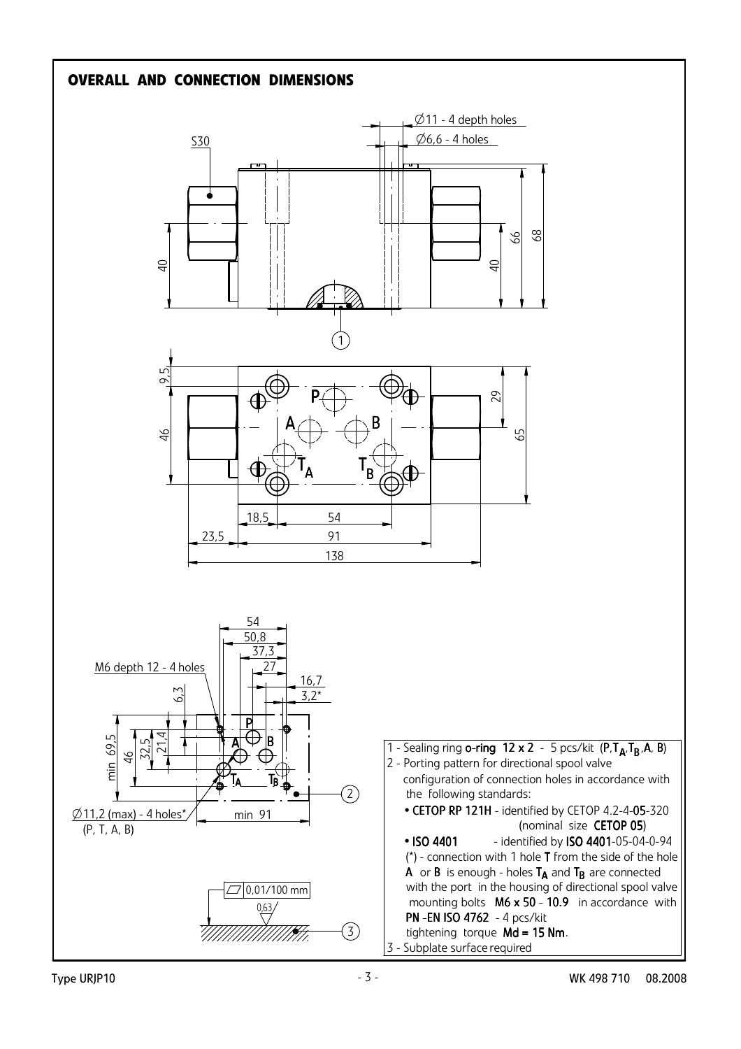## OVERALL AND CONNECTION DIMENSIONS

1 - Sealing ring **o-ring 12 x 2** - 5 pcs/kit (**P**, $T_A$, $T_B$, **A**, **B**)

2 - Porting pattern for directional spool valve configuration of connection holes in accordance with the following standards:

- **CETOP RP 121H** - identified by CETOP 4.2-4-**05**-320 (nominal size **CETOP 05**)
- **ISO 4401** - identified by **ISO 4401**-05-04-0-94

(*) - connection with 1 hole **T** from the side of the hole **A** or **B** is enough - holes $T_A$ and $T_B$ are connected with the port in the housing of directional spool valve mounting bolts **M6 x 50 - 10.9** in accordance with **PN -EN ISO 4762** - 4 pcs/kit tightening torque **Md = 15 Nm**.

3 - Subplate surface required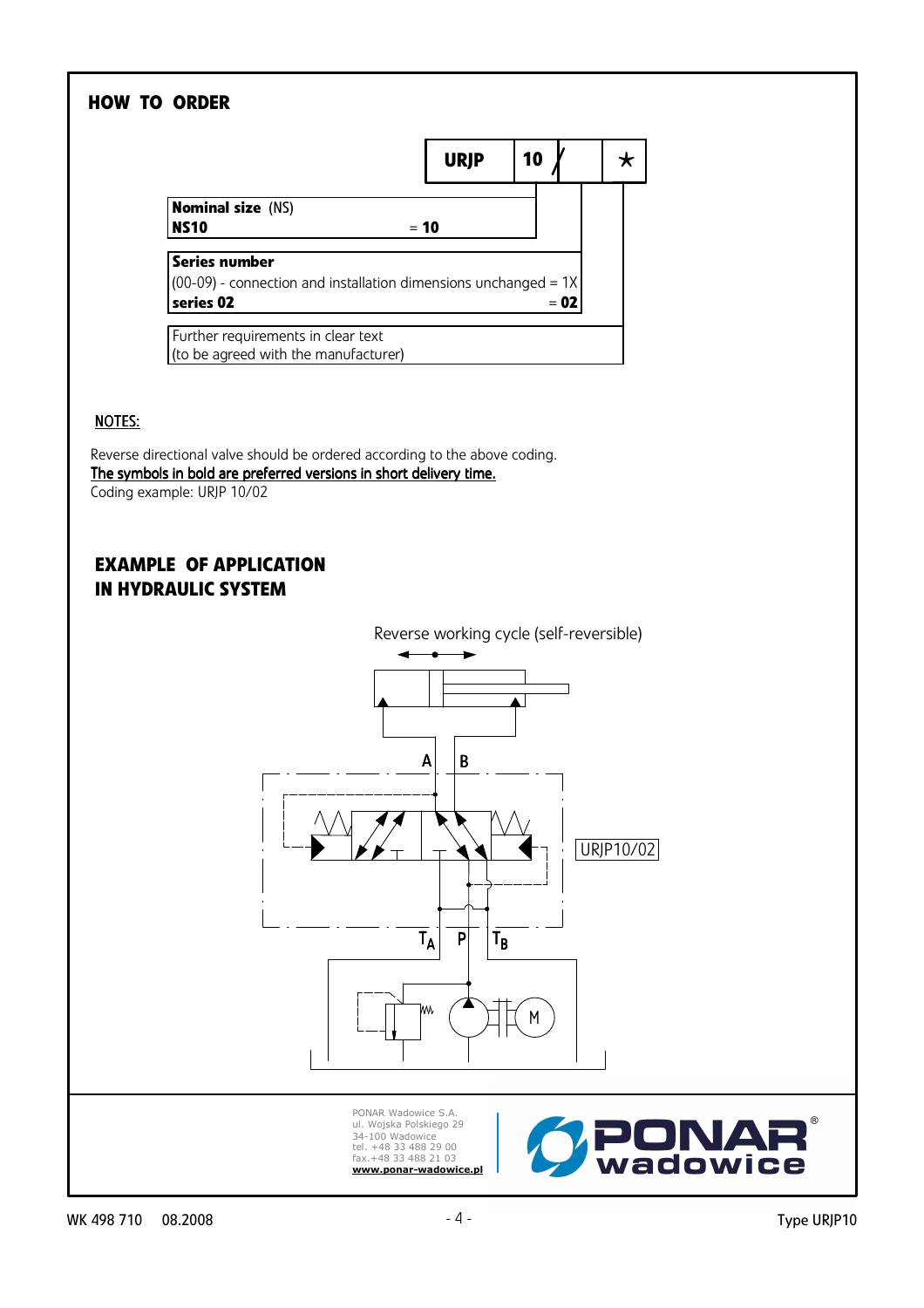## HOW TO ORDER

URJP 10 / ★

**Nominal size** (NS)
**NS10** = **10**

**Series number**
(00-09) - connection and installation dimensions unchanged = 1X
**series 02** = **02**

Further requirements in clear text
(to be agreed with the manufacturer)

NOTES:

Reverse directional valve should be ordered according to the above coding.
The symbols in bold are preferred versions in short delivery time.
Coding example: URJP 10/02

## EXAMPLE OF APPLICATION IN HYDRAULIC SYSTEM

Reverse working cycle (self-reversible)

A B

URJP10/02

$T_A$ P $T_B$

M

PONAR Wadowice S.A.
ul. Wojska Polskiego 29
34-100 Wadowice
tel. +48 33 488 29 00
fax.+48 33 488 21 03
**www.ponar-wadowice.pl**

PONAR® wadowice

WK 498 710 08.2008

Type URJP10